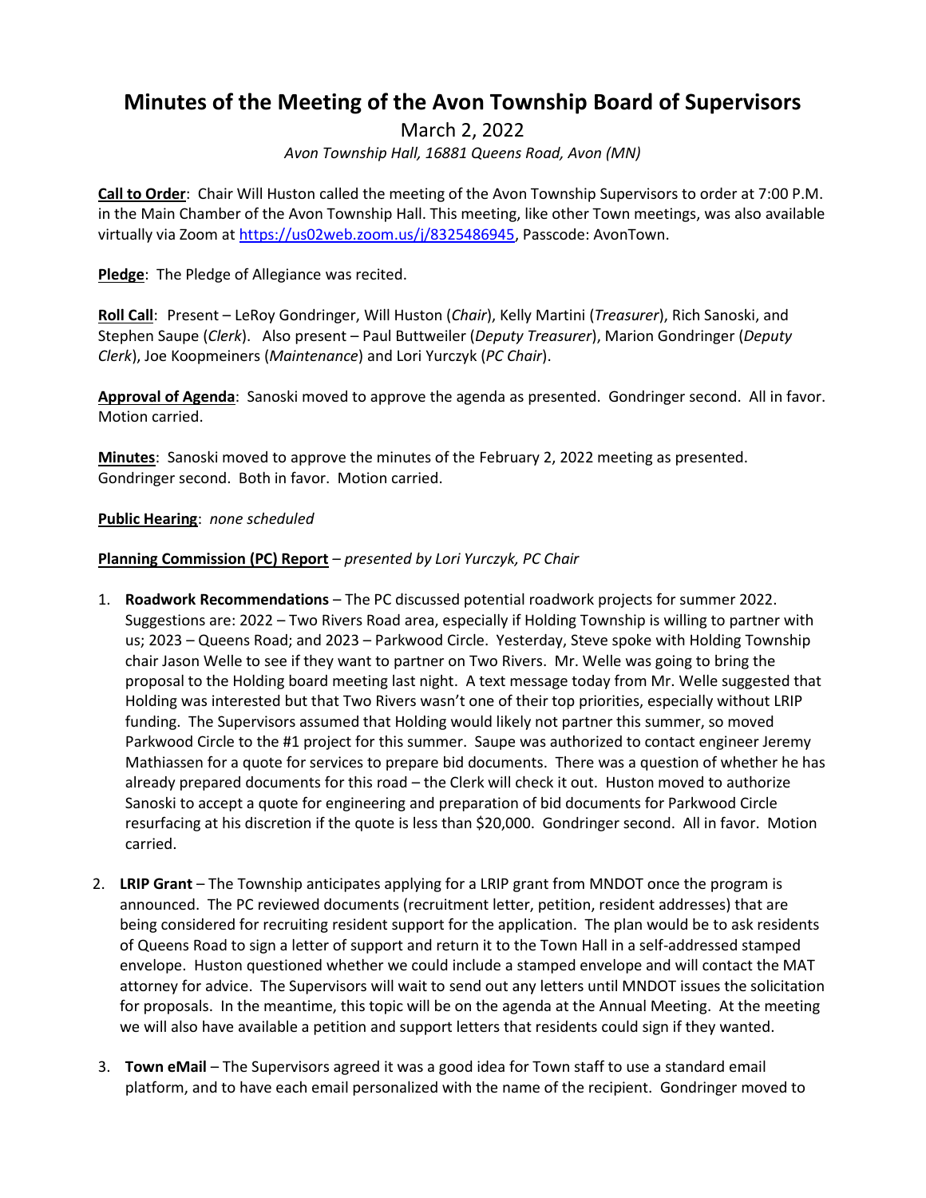# Minutes of the Meeting of the Avon Township Board of Supervisors

March 2, 2022

*Avon Township Hall, 16881 Queens Road, Avon (MN)*

**Call to Order**: Chair Will Huston called the meeting of the Avon Township Supervisors to order at 7:00 P.M. in the Main Chamber of the Avon Township Hall. This meeting, like other Town meetings, was also available virtually via Zoom at https://us02web.zoom.us/j/8325486945, Passcode: AvonTown.

**Pledge**: The Pledge of Allegiance was recited.

**Roll Call**: Present – LeRoy Gondringer, Will Huston (*Chair*), Kelly Martini (*Treasurer*), Rich Sanoski, and Stephen Saupe (*Clerk*). Also present – Paul Buttweiler (*Deputy Treasurer*), Marion Gondringer (*Deputy Clerk*), Joe Koopmeiners (*Maintenance*) and Lori Yurczyk (*PC Chair*).

**Approval of Agenda**: Sanoski moved to approve the agenda as presented. Gondringer second. All in favor. Motion carried.

**Minutes**: Sanoski moved to approve the minutes of the February 2, 2022 meeting as presented. Gondringer second. Both in favor. Motion carried.

**Public Hearing**: *none scheduled*

**Planning Commission (PC) Report** – *presented by Lori Yurczyk, PC Chair*

1. **Roadwork Recommendations** – The PC discussed potential roadwork projects for summer 2022. Suggestions are: 2022 – Two Rivers Road area, especially if Holding Township is willing to partner with us; 2023 – Queens Road; and 2023 – Parkwood Circle. Yesterday, Steve spoke with Holding Township chair Jason Welle to see if they want to partner on Two Rivers. Mr. Welle was going to bring the proposal to the Holding board meeting last night. A text message today from Mr. Welle suggested that Holding was interested but that Two Rivers wasn't one of their top priorities, especially without LRIP funding. The Supervisors assumed that Holding would likely not partner this summer, so moved Parkwood Circle to the #1 project for this summer. Saupe was authorized to contact engineer Jeremy Mathiassen for a quote for services to prepare bid documents. There was a question of whether he has already prepared documents for this road – the Clerk will check it out. Huston moved to authorize Sanoski to accept a quote for engineering and preparation of bid documents for Parkwood Circle resurfacing at his discretion if the quote is less than $20,000. Gondringer second. All in favor. Motion carried.

2. **LRIP Grant** – The Township anticipates applying for a LRIP grant from MNDOT once the program is announced. The PC reviewed documents (recruitment letter, petition, resident addresses) that are being considered for recruiting resident support for the application. The plan would be to ask residents of Queens Road to sign a letter of support and return it to the Town Hall in a self-addressed stamped envelope. Huston questioned whether we could include a stamped envelope and will contact the MAT attorney for advice. The Supervisors will wait to send out any letters until MNDOT issues the solicitation for proposals. In the meantime, this topic will be on the agenda at the Annual Meeting. At the meeting we will also have available a petition and support letters that residents could sign if they wanted.

3. **Town eMail** – The Supervisors agreed it was a good idea for Town staff to use a standard email platform, and to have each email personalized with the name of the recipient. Gondringer moved to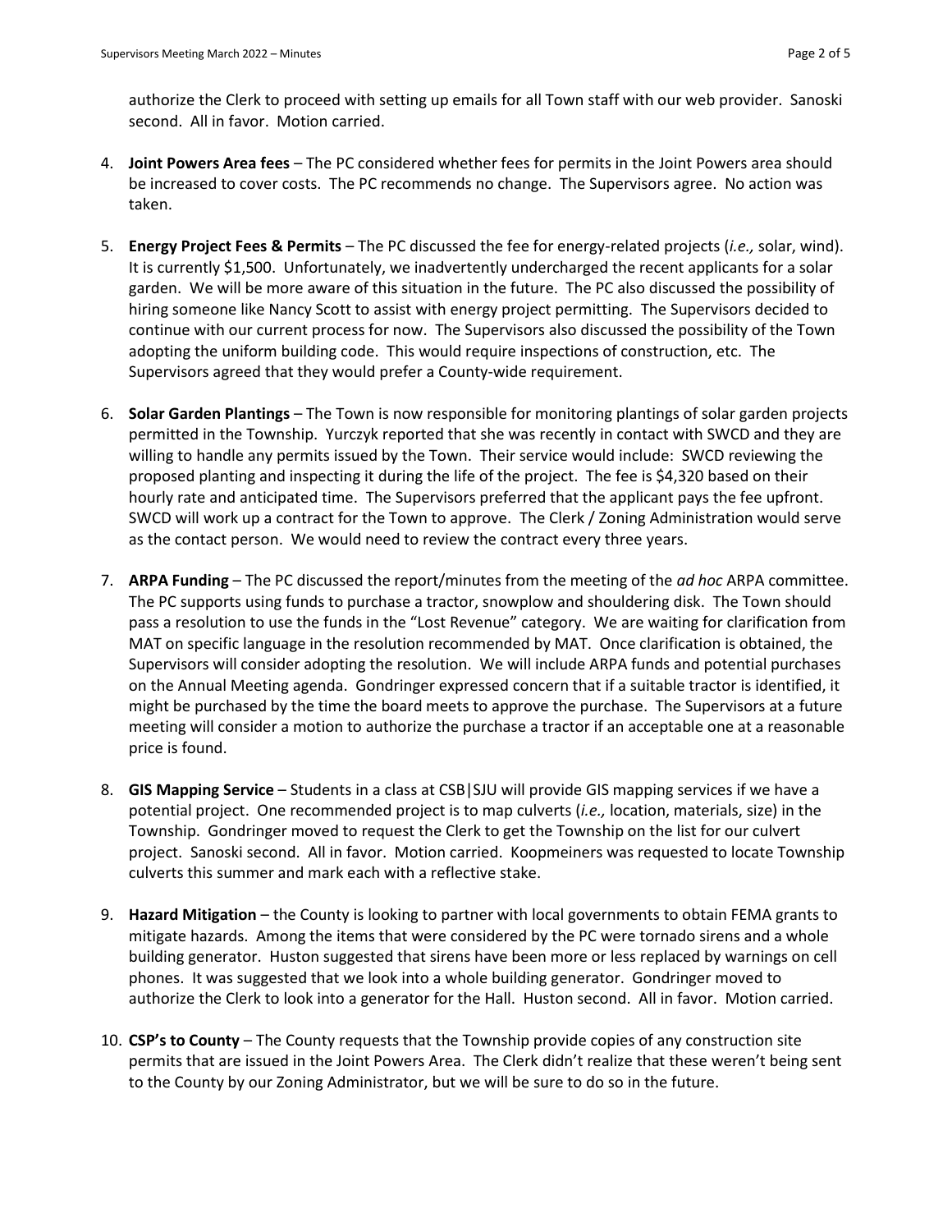authorize the Clerk to proceed with setting up emails for all Town staff with our web provider. Sanoski second. All in favor. Motion carried.

4. **Joint Powers Area fees** – The PC considered whether fees for permits in the Joint Powers area should be increased to cover costs. The PC recommends no change. The Supervisors agree. No action was taken.

5. **Energy Project Fees & Permits** – The PC discussed the fee for energy-related projects (*i.e.,* solar, wind). It is currently $1,500. Unfortunately, we inadvertently undercharged the recent applicants for a solar garden. We will be more aware of this situation in the future. The PC also discussed the possibility of hiring someone like Nancy Scott to assist with energy project permitting. The Supervisors decided to continue with our current process for now. The Supervisors also discussed the possibility of the Town adopting the uniform building code. This would require inspections of construction, etc. The Supervisors agreed that they would prefer a County-wide requirement.

6. **Solar Garden Plantings** – The Town is now responsible for monitoring plantings of solar garden projects permitted in the Township. Yurczyk reported that she was recently in contact with SWCD and they are willing to handle any permits issued by the Town. Their service would include: SWCD reviewing the proposed planting and inspecting it during the life of the project. The fee is $4,320 based on their hourly rate and anticipated time. The Supervisors preferred that the applicant pays the fee upfront. SWCD will work up a contract for the Town to approve. The Clerk / Zoning Administration would serve as the contact person. We would need to review the contract every three years.

7. **ARPA Funding** – The PC discussed the report/minutes from the meeting of the *ad hoc* ARPA committee. The PC supports using funds to purchase a tractor, snowplow and shouldering disk. The Town should pass a resolution to use the funds in the "Lost Revenue" category. We are waiting for clarification from MAT on specific language in the resolution recommended by MAT. Once clarification is obtained, the Supervisors will consider adopting the resolution. We will include ARPA funds and potential purchases on the Annual Meeting agenda. Gondringer expressed concern that if a suitable tractor is identified, it might be purchased by the time the board meets to approve the purchase. The Supervisors at a future meeting will consider a motion to authorize the purchase a tractor if an acceptable one at a reasonable price is found.

8. **GIS Mapping Service** – Students in a class at CSB|SJU will provide GIS mapping services if we have a potential project. One recommended project is to map culverts (*i.e.,* location, materials, size) in the Township. Gondringer moved to request the Clerk to get the Township on the list for our culvert project. Sanoski second. All in favor. Motion carried. Koopmeiners was requested to locate Township culverts this summer and mark each with a reflective stake.

9. **Hazard Mitigation** – the County is looking to partner with local governments to obtain FEMA grants to mitigate hazards. Among the items that were considered by the PC were tornado sirens and a whole building generator. Huston suggested that sirens have been more or less replaced by warnings on cell phones. It was suggested that we look into a whole building generator. Gondringer moved to authorize the Clerk to look into a generator for the Hall. Huston second. All in favor. Motion carried.

10. **CSP's to County** – The County requests that the Township provide copies of any construction site permits that are issued in the Joint Powers Area. The Clerk didn't realize that these weren't being sent to the County by our Zoning Administrator, but we will be sure to do so in the future.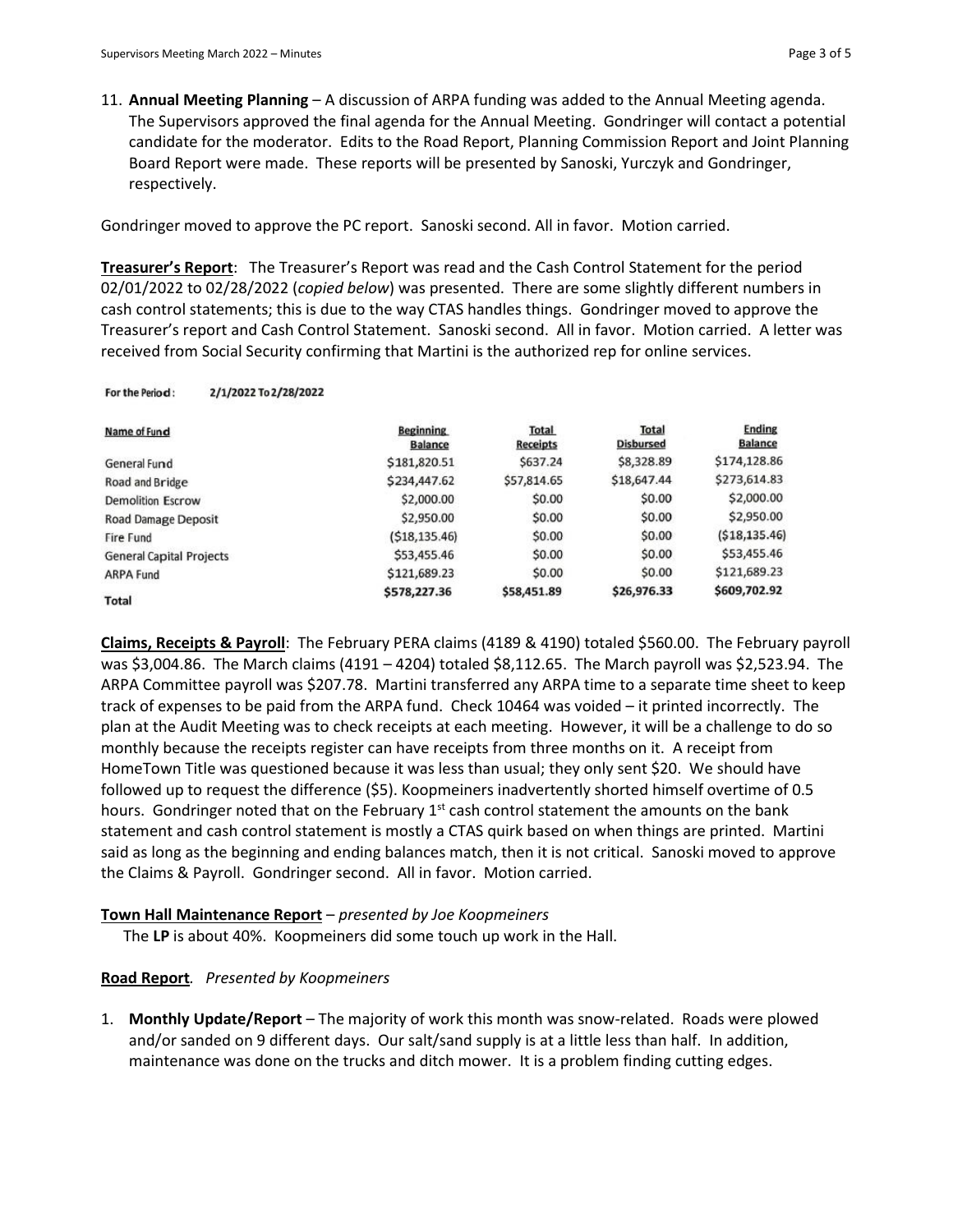11. **Annual Meeting Planning** – A discussion of ARPA funding was added to the Annual Meeting agenda. The Supervisors approved the final agenda for the Annual Meeting. Gondringer will contact a potential candidate for the moderator. Edits to the Road Report, Planning Commission Report and Joint Planning Board Report were made. These reports will be presented by Sanoski, Yurczyk and Gondringer, respectively.

Gondringer moved to approve the PC report. Sanoski second. All in favor. Motion carried.

**Treasurer's Report**: The Treasurer's Report was read and the Cash Control Statement for the period 02/01/2022 to 02/28/2022 (*copied below*) was presented. There are some slightly different numbers in cash control statements; this is due to the way CTAS handles things. Gondringer moved to approve the Treasurer's report and Cash Control Statement. Sanoski second. All in favor. Motion carried. A letter was received from Social Security confirming that Martini is the authorized rep for online services.

For the Period: 2/1/2022 To 2/28/2022

| Name of Fund | Beginning Balance | Total Receipts | Total Disbursed | Ending Balance |
|---|---|---|---|---|
| General Fund | $181,820.51 | $637.24 | $8,328.89 | $174,128.86 |
| Road and Bridge | $234,447.62 | $57,814.65 | $18,647.44 | $273,614.83 |
| Demolition Escrow | $2,000.00 | $0.00 | $0.00 | $2,000.00 |
| Road Damage Deposit | $2,950.00 | $0.00 | $0.00 | $2,950.00 |
| Fire Fund | ($18,135.46) | $0.00 | $0.00 | ($18,135.46) |
| General Capital Projects | $53,455.46 | $0.00 | $0.00 | $53,455.46 |
| ARPA Fund | $121,689.23 | $0.00 | $0.00 | $121,689.23 |
| Total | $578,227.36 | $58,451.89 | $26,976.33 | $609,702.92 |

**Claims, Receipts & Payroll**: The February PERA claims (4189 & 4190) totaled $560.00. The February payroll was $3,004.86. The March claims (4191 – 4204) totaled $8,112.65. The March payroll was $2,523.94. The ARPA Committee payroll was $207.78. Martini transferred any ARPA time to a separate time sheet to keep track of expenses to be paid from the ARPA fund. Check 10464 was voided – it printed incorrectly. The plan at the Audit Meeting was to check receipts at each meeting. However, it will be a challenge to do so monthly because the receipts register can have receipts from three months on it. A receipt from HomeTown Title was questioned because it was less than usual; they only sent $20. We should have followed up to request the difference ($5). Koopmeiners inadvertently shorted himself overtime of 0.5 hours. Gondringer noted that on the February 1st cash control statement the amounts on the bank statement and cash control statement is mostly a CTAS quirk based on when things are printed. Martini said as long as the beginning and ending balances match, then it is not critical. Sanoski moved to approve the Claims & Payroll. Gondringer second. All in favor. Motion carried.

**Town Hall Maintenance Report** – *presented by Joe Koopmeiners*

The **LP** is about 40%. Koopmeiners did some touch up work in the Hall.

**Road Report**. *Presented by Koopmeiners*

1. **Monthly Update/Report** – The majority of work this month was snow-related. Roads were plowed and/or sanded on 9 different days. Our salt/sand supply is at a little less than half. In addition, maintenance was done on the trucks and ditch mower. It is a problem finding cutting edges.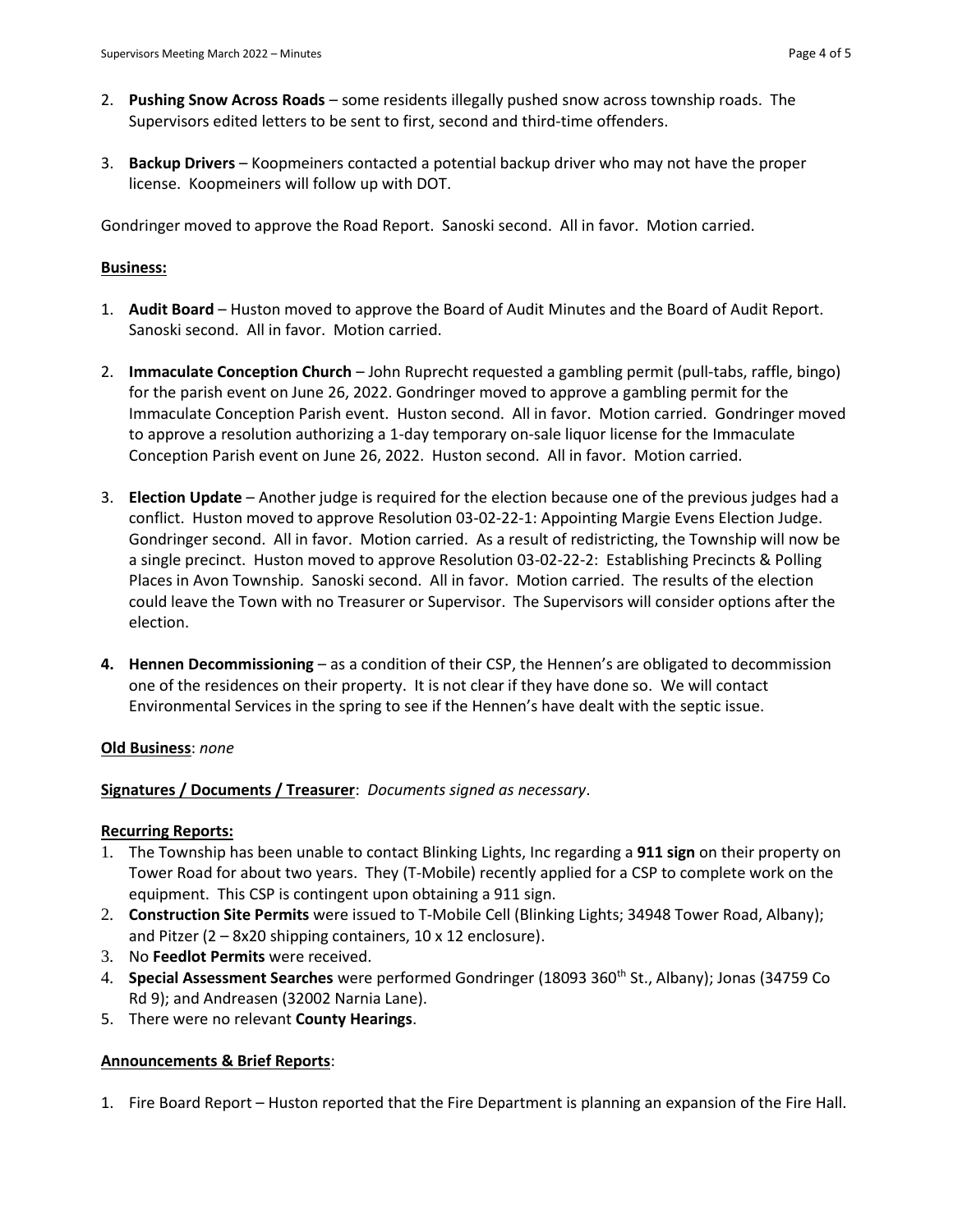2. **Pushing Snow Across Roads** – some residents illegally pushed snow across township roads. The Supervisors edited letters to be sent to first, second and third-time offenders.

3. **Backup Drivers** – Koopmeiners contacted a potential backup driver who may not have the proper license. Koopmeiners will follow up with DOT.

Gondringer moved to approve the Road Report. Sanoski second. All in favor. Motion carried.

**Business:**

1. **Audit Board** – Huston moved to approve the Board of Audit Minutes and the Board of Audit Report. Sanoski second. All in favor. Motion carried.

2. **Immaculate Conception Church** – John Ruprecht requested a gambling permit (pull-tabs, raffle, bingo) for the parish event on June 26, 2022. Gondringer moved to approve a gambling permit for the Immaculate Conception Parish event. Huston second. All in favor. Motion carried. Gondringer moved to approve a resolution authorizing a 1-day temporary on-sale liquor license for the Immaculate Conception Parish event on June 26, 2022. Huston second. All in favor. Motion carried.

3. **Election Update** – Another judge is required for the election because one of the previous judges had a conflict. Huston moved to approve Resolution 03-02-22-1: Appointing Margie Evens Election Judge. Gondringer second. All in favor. Motion carried. As a result of redistricting, the Township will now be a single precinct. Huston moved to approve Resolution 03-02-22-2: Establishing Precincts & Polling Places in Avon Township. Sanoski second. All in favor. Motion carried. The results of the election could leave the Town with no Treasurer or Supervisor. The Supervisors will consider options after the election.

4. **Hennen Decommissioning** – as a condition of their CSP, the Hennen's are obligated to decommission one of the residences on their property. It is not clear if they have done so. We will contact Environmental Services in the spring to see if the Hennen's have dealt with the septic issue.

**Old Business**: *none*

**Signatures / Documents / Treasurer**: *Documents signed as necessary*.

**Recurring Reports:**

1. The Township has been unable to contact Blinking Lights, Inc regarding a **911 sign** on their property on Tower Road for about two years. They (T-Mobile) recently applied for a CSP to complete work on the equipment. This CSP is contingent upon obtaining a 911 sign.
2. **Construction Site Permits** were issued to T-Mobile Cell (Blinking Lights; 34948 Tower Road, Albany); and Pitzer (2 – 8x20 shipping containers, 10 x 12 enclosure).
3. No **Feedlot Permits** were received.
4. **Special Assessment Searches** were performed Gondringer (18093 360th St., Albany); Jonas (34759 Co Rd 9); and Andreasen (32002 Narnia Lane).
5. There were no relevant **County Hearings**.

**Announcements & Brief Reports**:

1. Fire Board Report – Huston reported that the Fire Department is planning an expansion of the Fire Hall.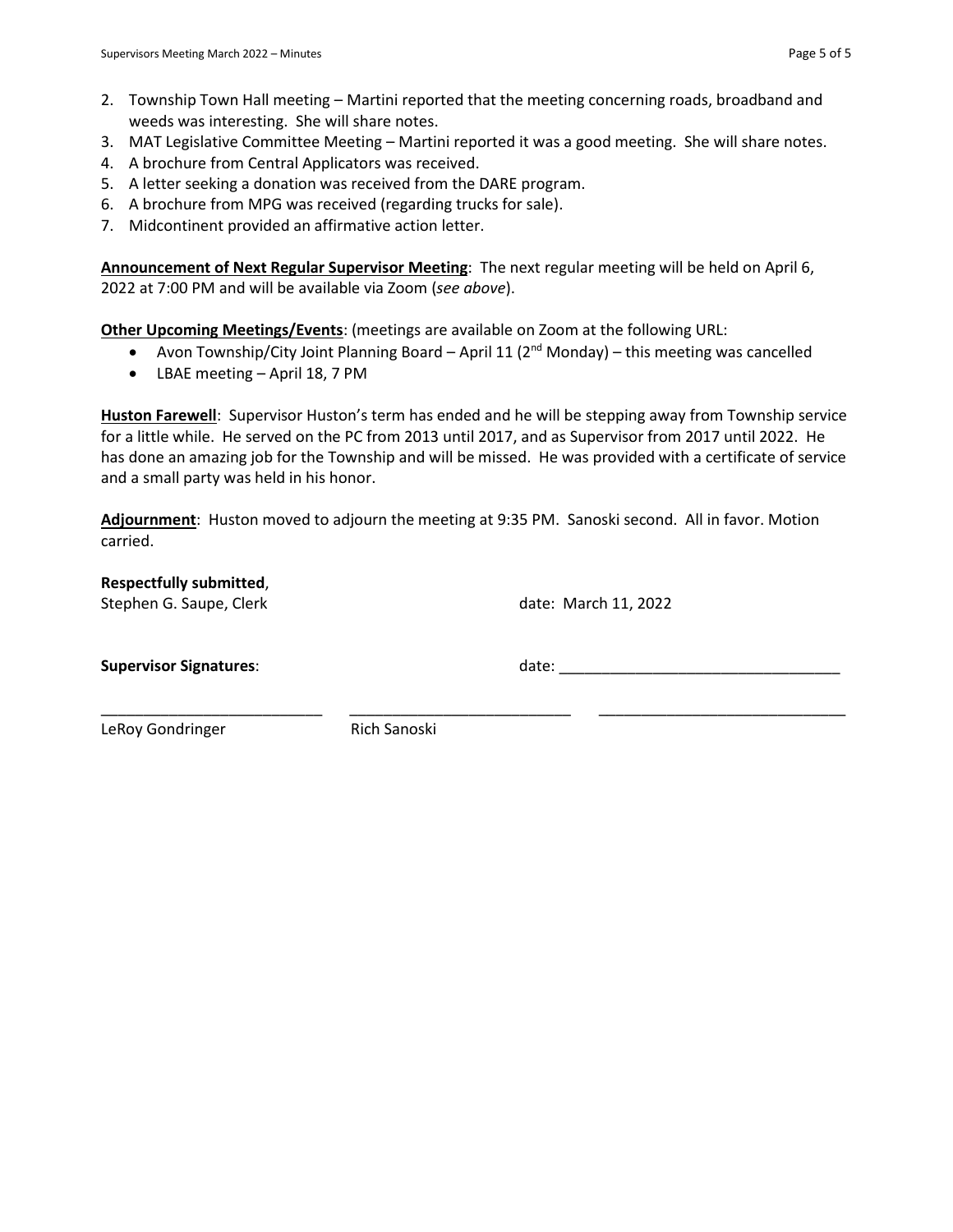2. Township Town Hall meeting – Martini reported that the meeting concerning roads, broadband and weeds was interesting. She will share notes.
3. MAT Legislative Committee Meeting – Martini reported it was a good meeting. She will share notes.
4. A brochure from Central Applicators was received.
5. A letter seeking a donation was received from the DARE program.
6. A brochure from MPG was received (regarding trucks for sale).
7. Midcontinent provided an affirmative action letter.

**Announcement of Next Regular Supervisor Meeting**: The next regular meeting will be held on April 6, 2022 at 7:00 PM and will be available via Zoom (*see above*).

**Other Upcoming Meetings/Events**: (meetings are available on Zoom at the following URL:

- Avon Township/City Joint Planning Board – April 11 (2nd Monday) – this meeting was cancelled
- LBAE meeting – April 18, 7 PM

**Huston Farewell**: Supervisor Huston's term has ended and he will be stepping away from Township service for a little while. He served on the PC from 2013 until 2017, and as Supervisor from 2017 until 2022. He has done an amazing job for the Township and will be missed. He was provided with a certificate of service and a small party was held in his honor.

**Adjournment**: Huston moved to adjourn the meeting at 9:35 PM. Sanoski second. All in favor. Motion carried.

**Respectfully submitted**,
Stephen G. Saupe, Clerk date: March 11, 2022

**Supervisor Signatures**: date: ________________________________

__________________________ __________________________ ____________________________
LeRoy Gondringer Rich Sanoski